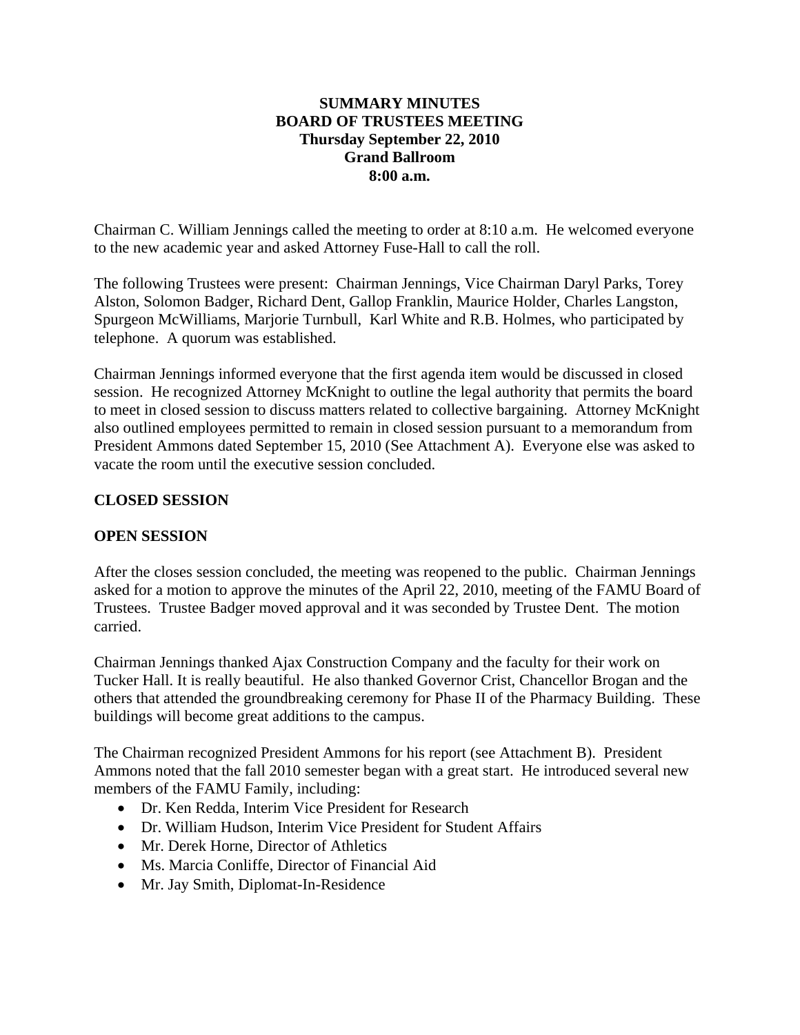**SUMMARY MINUTES**
**BOARD OF TRUSTEES MEETING**
**Thursday September 22, 2010**
**Grand Ballroom**
**8:00 a.m.**

Chairman C. William Jennings called the meeting to order at 8:10 a.m. He welcomed everyone to the new academic year and asked Attorney Fuse-Hall to call the roll.

The following Trustees were present: Chairman Jennings, Vice Chairman Daryl Parks, Torey Alston, Solomon Badger, Richard Dent, Gallop Franklin, Maurice Holder, Charles Langston, Spurgeon McWilliams, Marjorie Turnbull, Karl White and R.B. Holmes, who participated by telephone. A quorum was established.

Chairman Jennings informed everyone that the first agenda item would be discussed in closed session. He recognized Attorney McKnight to outline the legal authority that permits the board to meet in closed session to discuss matters related to collective bargaining. Attorney McKnight also outlined employees permitted to remain in closed session pursuant to a memorandum from President Ammons dated September 15, 2010 (See Attachment A). Everyone else was asked to vacate the room until the executive session concluded.

**CLOSED SESSION**

**OPEN SESSION**

After the closes session concluded, the meeting was reopened to the public. Chairman Jennings asked for a motion to approve the minutes of the April 22, 2010, meeting of the FAMU Board of Trustees. Trustee Badger moved approval and it was seconded by Trustee Dent. The motion carried.

Chairman Jennings thanked Ajax Construction Company and the faculty for their work on Tucker Hall. It is really beautiful. He also thanked Governor Crist, Chancellor Brogan and the others that attended the groundbreaking ceremony for Phase II of the Pharmacy Building. These buildings will become great additions to the campus.

The Chairman recognized President Ammons for his report (see Attachment B). President Ammons noted that the fall 2010 semester began with a great start. He introduced several new members of the FAMU Family, including:

- Dr. Ken Redda, Interim Vice President for Research
- Dr. William Hudson, Interim Vice President for Student Affairs
- Mr. Derek Horne, Director of Athletics
- Ms. Marcia Conliffe, Director of Financial Aid
- Mr. Jay Smith, Diplomat-In-Residence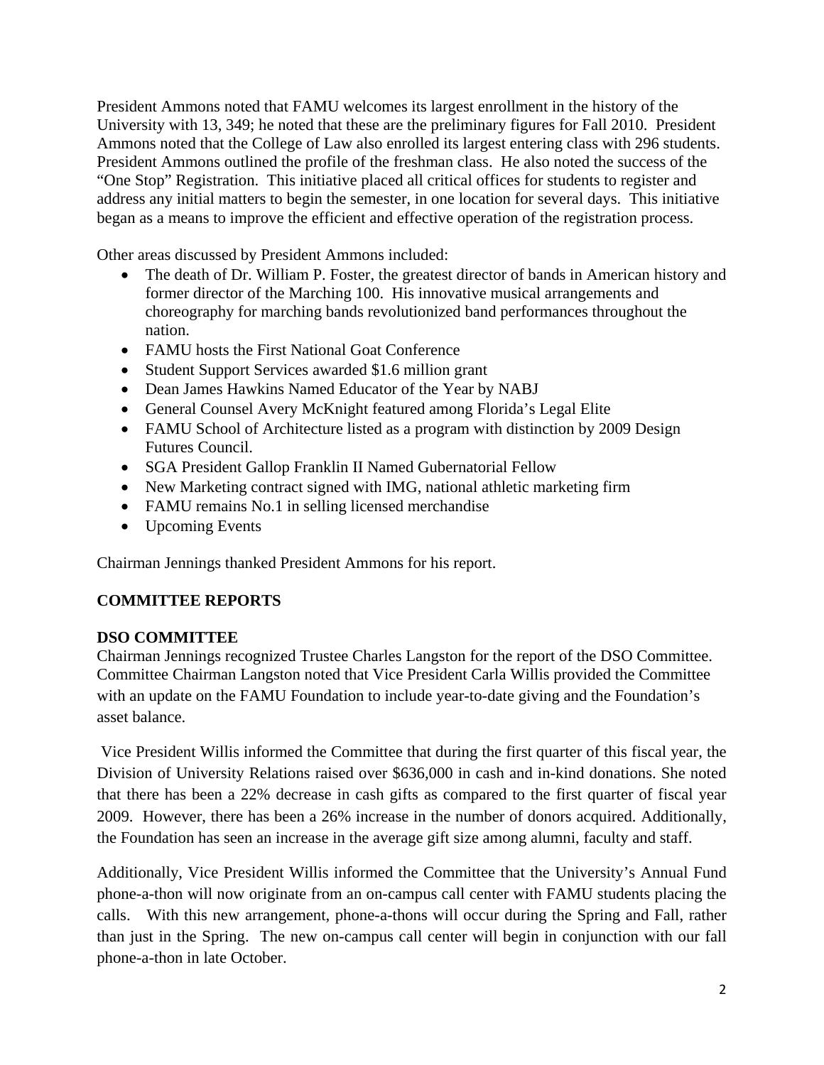President Ammons noted that FAMU welcomes its largest enrollment in the history of the University with 13, 349; he noted that these are the preliminary figures for Fall 2010. President Ammons noted that the College of Law also enrolled its largest entering class with 296 students. President Ammons outlined the profile of the freshman class. He also noted the success of the "One Stop" Registration. This initiative placed all critical offices for students to register and address any initial matters to begin the semester, in one location for several days. This initiative began as a means to improve the efficient and effective operation of the registration process.

Other areas discussed by President Ammons included:

- The death of Dr. William P. Foster, the greatest director of bands in American history and former director of the Marching 100. His innovative musical arrangements and choreography for marching bands revolutionized band performances throughout the nation.
- FAMU hosts the First National Goat Conference
- Student Support Services awarded $1.6 million grant
- Dean James Hawkins Named Educator of the Year by NABJ
- General Counsel Avery McKnight featured among Florida's Legal Elite
- FAMU School of Architecture listed as a program with distinction by 2009 Design Futures Council.
- SGA President Gallop Franklin II Named Gubernatorial Fellow
- New Marketing contract signed with IMG, national athletic marketing firm
- FAMU remains No.1 in selling licensed merchandise
- Upcoming Events

Chairman Jennings thanked President Ammons for his report.

## COMMITTEE REPORTS

### DSO COMMITTEE

Chairman Jennings recognized Trustee Charles Langston for the report of the DSO Committee. Committee Chairman Langston noted that Vice President Carla Willis provided the Committee with an update on the FAMU Foundation to include year-to-date giving and the Foundation's asset balance.

Vice President Willis informed the Committee that during the first quarter of this fiscal year, the Division of University Relations raised over $636,000 in cash and in-kind donations. She noted that there has been a 22% decrease in cash gifts as compared to the first quarter of fiscal year 2009. However, there has been a 26% increase in the number of donors acquired. Additionally, the Foundation has seen an increase in the average gift size among alumni, faculty and staff.

Additionally, Vice President Willis informed the Committee that the University's Annual Fund phone-a-thon will now originate from an on-campus call center with FAMU students placing the calls. With this new arrangement, phone-a-thons will occur during the Spring and Fall, rather than just in the Spring. The new on-campus call center will begin in conjunction with our fall phone-a-thon in late October.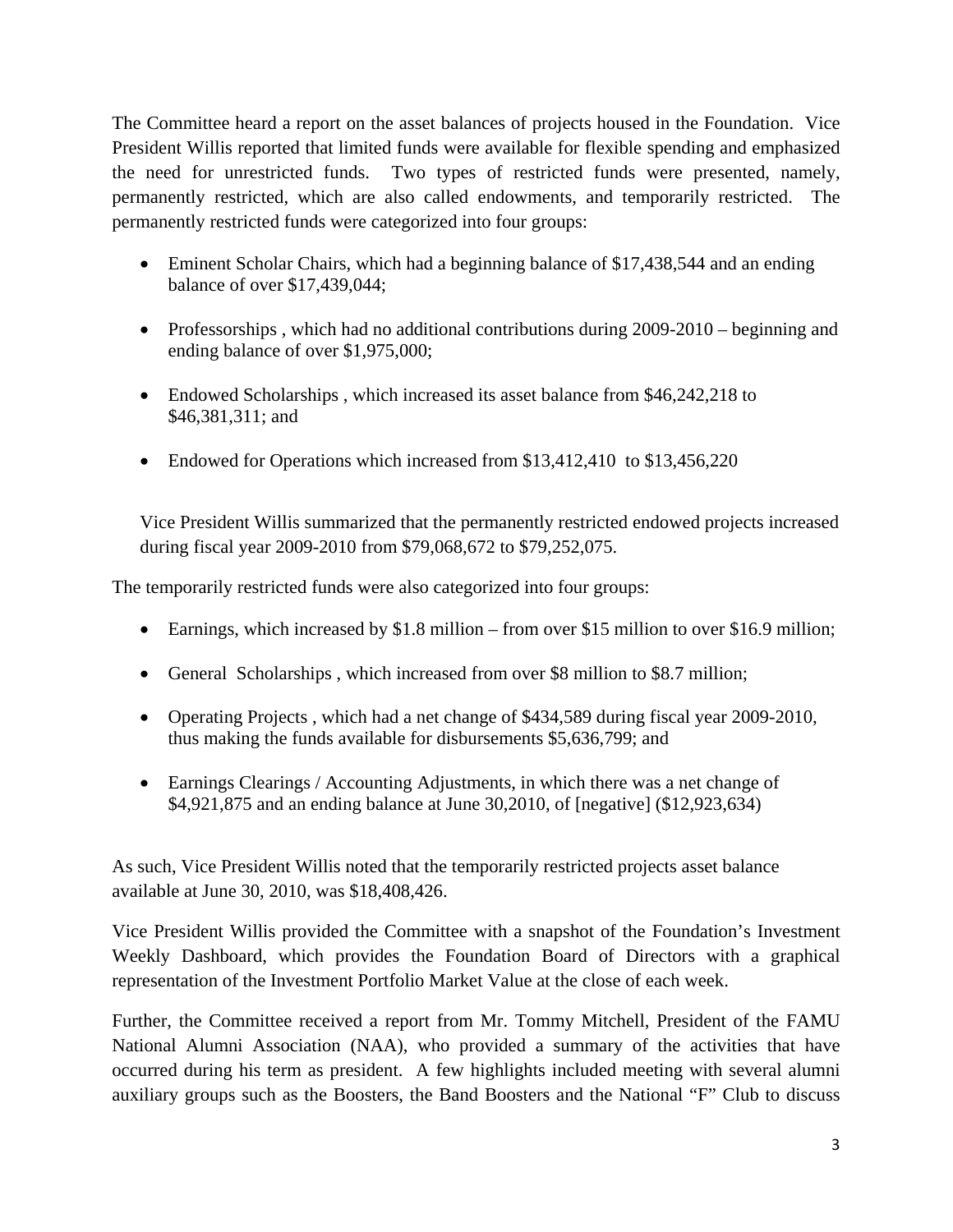The Committee heard a report on the asset balances of projects housed in the Foundation. Vice President Willis reported that limited funds were available for flexible spending and emphasized the need for unrestricted funds. Two types of restricted funds were presented, namely, permanently restricted, which are also called endowments, and temporarily restricted. The permanently restricted funds were categorized into four groups:

- Eminent Scholar Chairs, which had a beginning balance of $17,438,544 and an ending balance of over $17,439,044;

- Professorships , which had no additional contributions during 2009-2010 – beginning and ending balance of over $1,975,000;

- Endowed Scholarships , which increased its asset balance from $46,242,218 to $46,381,311; and

- Endowed for Operations which increased from $13,412,410 to $13,456,220

Vice President Willis summarized that the permanently restricted endowed projects increased during fiscal year 2009-2010 from $79,068,672 to $79,252,075.

The temporarily restricted funds were also categorized into four groups:

- Earnings, which increased by $1.8 million – from over $15 million to over $16.9 million;

- General Scholarships , which increased from over $8 million to $8.7 million;

- Operating Projects , which had a net change of $434,589 during fiscal year 2009-2010, thus making the funds available for disbursements $5,636,799; and

- Earnings Clearings / Accounting Adjustments, in which there was a net change of $4,921,875 and an ending balance at June 30,2010, of [negative] ($12,923,634)

As such, Vice President Willis noted that the temporarily restricted projects asset balance available at June 30, 2010, was $18,408,426.

Vice President Willis provided the Committee with a snapshot of the Foundation's Investment Weekly Dashboard, which provides the Foundation Board of Directors with a graphical representation of the Investment Portfolio Market Value at the close of each week.

Further, the Committee received a report from Mr. Tommy Mitchell, President of the FAMU National Alumni Association (NAA), who provided a summary of the activities that have occurred during his term as president. A few highlights included meeting with several alumni auxiliary groups such as the Boosters, the Band Boosters and the National "F" Club to discuss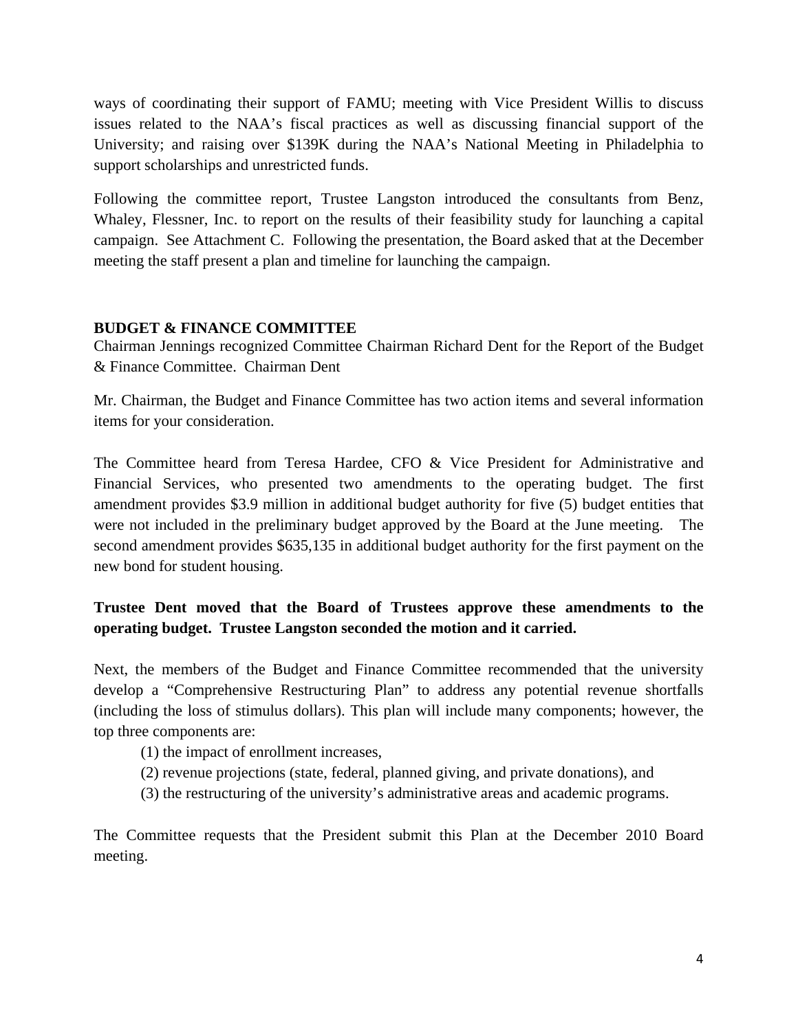ways of coordinating their support of FAMU; meeting with Vice President Willis to discuss issues related to the NAA's fiscal practices as well as discussing financial support of the University; and raising over $139K during the NAA's National Meeting in Philadelphia to support scholarships and unrestricted funds.

Following the committee report, Trustee Langston introduced the consultants from Benz, Whaley, Flessner, Inc. to report on the results of their feasibility study for launching a capital campaign. See Attachment C. Following the presentation, the Board asked that at the December meeting the staff present a plan and timeline for launching the campaign.

**BUDGET & FINANCE COMMITTEE**

Chairman Jennings recognized Committee Chairman Richard Dent for the Report of the Budget & Finance Committee. Chairman Dent

Mr. Chairman, the Budget and Finance Committee has two action items and several information items for your consideration.

The Committee heard from Teresa Hardee, CFO & Vice President for Administrative and Financial Services, who presented two amendments to the operating budget. The first amendment provides $3.9 million in additional budget authority for five (5) budget entities that were not included in the preliminary budget approved by the Board at the June meeting. The second amendment provides $635,135 in additional budget authority for the first payment on the new bond for student housing.

**Trustee Dent moved that the Board of Trustees approve these amendments to the operating budget. Trustee Langston seconded the motion and it carried.**

Next, the members of the Budget and Finance Committee recommended that the university develop a "Comprehensive Restructuring Plan" to address any potential revenue shortfalls (including the loss of stimulus dollars). This plan will include many components; however, the top three components are:

(1) the impact of enrollment increases,
(2) revenue projections (state, federal, planned giving, and private donations), and
(3) the restructuring of the university's administrative areas and academic programs.

The Committee requests that the President submit this Plan at the December 2010 Board meeting.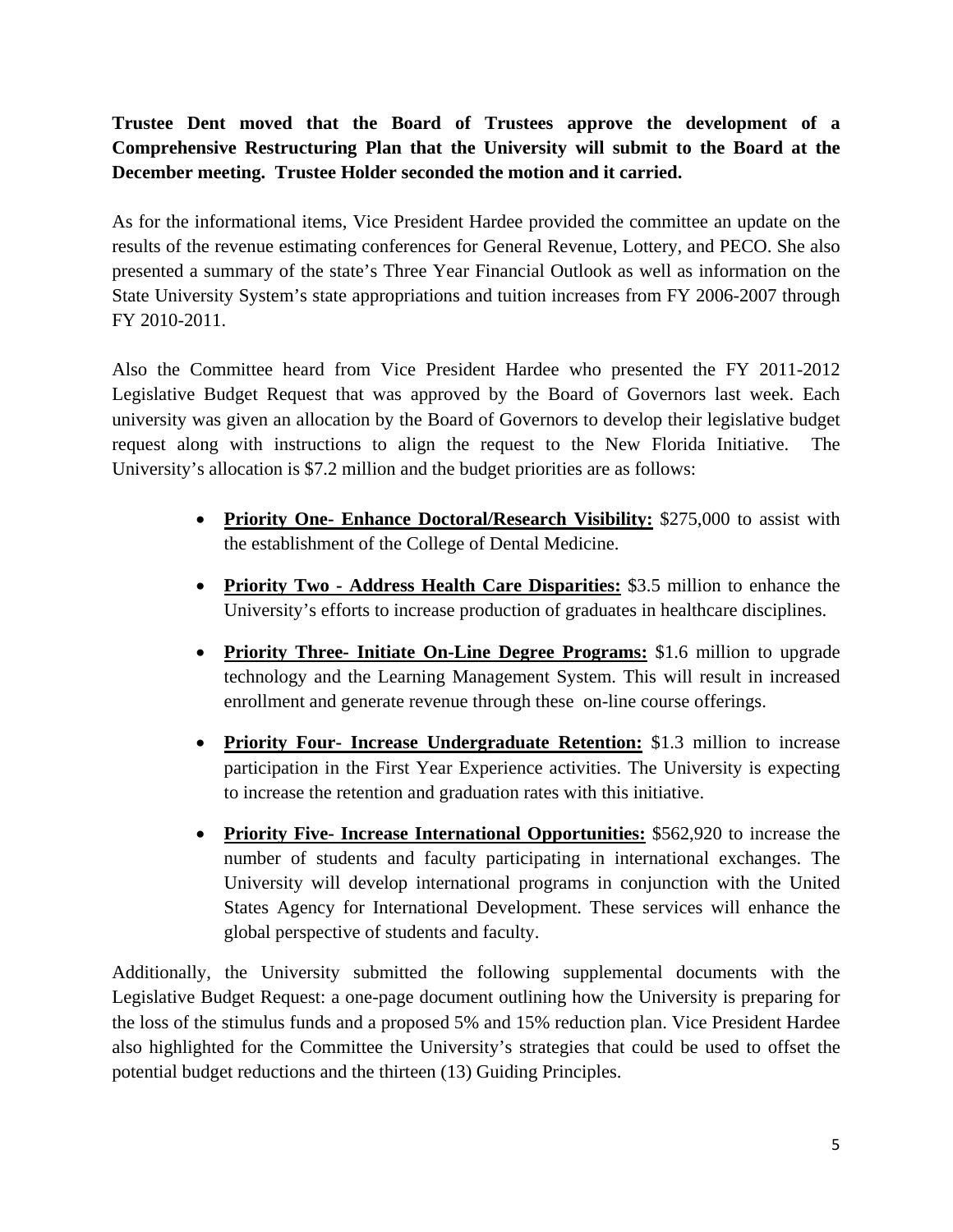**Trustee Dent moved that the Board of Trustees approve the development of a Comprehensive Restructuring Plan that the University will submit to the Board at the December meeting. Trustee Holder seconded the motion and it carried.**

As for the informational items, Vice President Hardee provided the committee an update on the results of the revenue estimating conferences for General Revenue, Lottery, and PECO. She also presented a summary of the state's Three Year Financial Outlook as well as information on the State University System's state appropriations and tuition increases from FY 2006-2007 through FY 2010-2011.

Also the Committee heard from Vice President Hardee who presented the FY 2011-2012 Legislative Budget Request that was approved by the Board of Governors last week. Each university was given an allocation by the Board of Governors to develop their legislative budget request along with instructions to align the request to the New Florida Initiative. The University's allocation is $7.2 million and the budget priorities are as follows:

- **Priority One- Enhance Doctoral/Research Visibility:** $275,000 to assist with the establishment of the College of Dental Medicine.
- **Priority Two - Address Health Care Disparities:** $3.5 million to enhance the University's efforts to increase production of graduates in healthcare disciplines.
- **Priority Three- Initiate On-Line Degree Programs:** $1.6 million to upgrade technology and the Learning Management System. This will result in increased enrollment and generate revenue through these on-line course offerings.
- **Priority Four- Increase Undergraduate Retention:** $1.3 million to increase participation in the First Year Experience activities. The University is expecting to increase the retention and graduation rates with this initiative.
- **Priority Five- Increase International Opportunities:** $562,920 to increase the number of students and faculty participating in international exchanges. The University will develop international programs in conjunction with the United States Agency for International Development. These services will enhance the global perspective of students and faculty.

Additionally, the University submitted the following supplemental documents with the Legislative Budget Request: a one-page document outlining how the University is preparing for the loss of the stimulus funds and a proposed 5% and 15% reduction plan. Vice President Hardee also highlighted for the Committee the University's strategies that could be used to offset the potential budget reductions and the thirteen (13) Guiding Principles.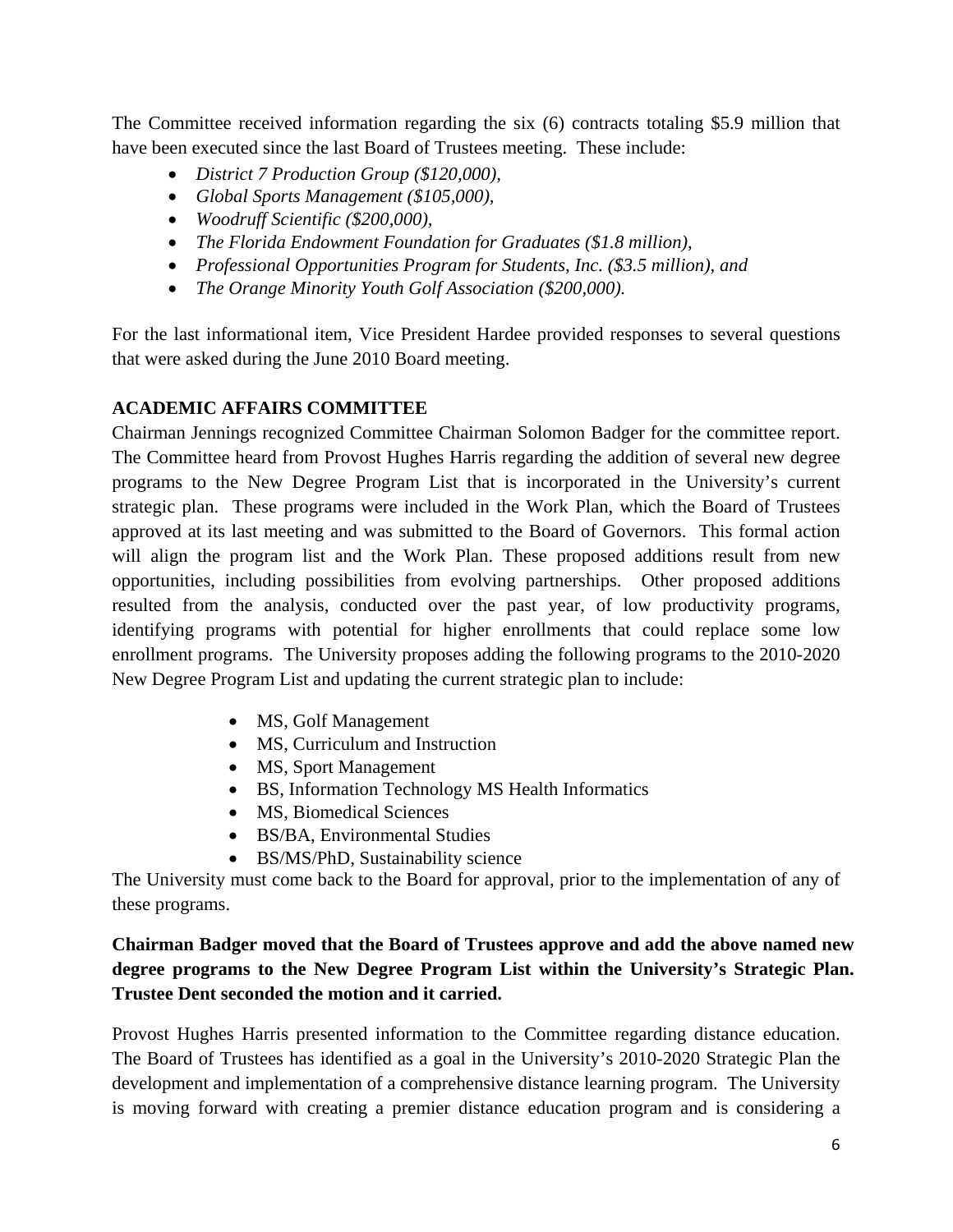The Committee received information regarding the six (6) contracts totaling $5.9 million that have been executed since the last Board of Trustees meeting. These include:

- *District 7 Production Group ($120,000),*
- *Global Sports Management ($105,000),*
- *Woodruff Scientific ($200,000),*
- *The Florida Endowment Foundation for Graduates ($1.8 million),*
- *Professional Opportunities Program for Students, Inc. ($3.5 million), and*
- *The Orange Minority Youth Golf Association ($200,000).*

For the last informational item, Vice President Hardee provided responses to several questions that were asked during the June 2010 Board meeting.

**ACADEMIC AFFAIRS COMMITTEE**

Chairman Jennings recognized Committee Chairman Solomon Badger for the committee report. The Committee heard from Provost Hughes Harris regarding the addition of several new degree programs to the New Degree Program List that is incorporated in the University's current strategic plan. These programs were included in the Work Plan, which the Board of Trustees approved at its last meeting and was submitted to the Board of Governors. This formal action will align the program list and the Work Plan. These proposed additions result from new opportunities, including possibilities from evolving partnerships. Other proposed additions resulted from the analysis, conducted over the past year, of low productivity programs, identifying programs with potential for higher enrollments that could replace some low enrollment programs. The University proposes adding the following programs to the 2010-2020 New Degree Program List and updating the current strategic plan to include:

- MS, Golf Management
- MS, Curriculum and Instruction
- MS, Sport Management
- BS, Information Technology MS Health Informatics
- MS, Biomedical Sciences
- BS/BA, Environmental Studies
- BS/MS/PhD, Sustainability science

The University must come back to the Board for approval, prior to the implementation of any of these programs.

**Chairman Badger moved that the Board of Trustees approve and add the above named new degree programs to the New Degree Program List within the University's Strategic Plan. Trustee Dent seconded the motion and it carried.**

Provost Hughes Harris presented information to the Committee regarding distance education. The Board of Trustees has identified as a goal in the University's 2010-2020 Strategic Plan the development and implementation of a comprehensive distance learning program. The University is moving forward with creating a premier distance education program and is considering a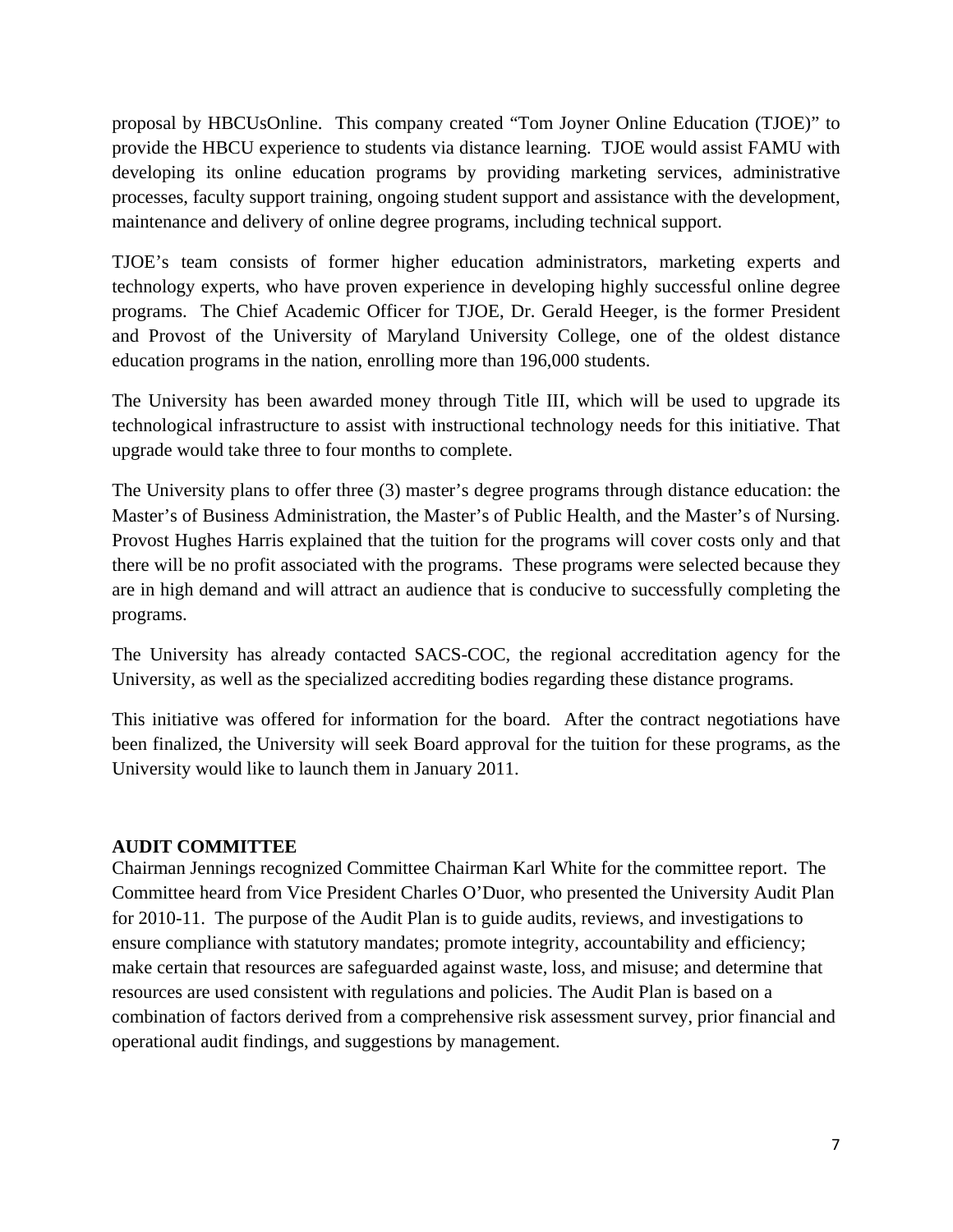proposal by HBCUsOnline. This company created "Tom Joyner Online Education (TJOE)" to provide the HBCU experience to students via distance learning. TJOE would assist FAMU with developing its online education programs by providing marketing services, administrative processes, faculty support training, ongoing student support and assistance with the development, maintenance and delivery of online degree programs, including technical support.

TJOE's team consists of former higher education administrators, marketing experts and technology experts, who have proven experience in developing highly successful online degree programs. The Chief Academic Officer for TJOE, Dr. Gerald Heeger, is the former President and Provost of the University of Maryland University College, one of the oldest distance education programs in the nation, enrolling more than 196,000 students.

The University has been awarded money through Title III, which will be used to upgrade its technological infrastructure to assist with instructional technology needs for this initiative. That upgrade would take three to four months to complete.

The University plans to offer three (3) master's degree programs through distance education: the Master's of Business Administration, the Master's of Public Health, and the Master's of Nursing. Provost Hughes Harris explained that the tuition for the programs will cover costs only and that there will be no profit associated with the programs. These programs were selected because they are in high demand and will attract an audience that is conducive to successfully completing the programs.

The University has already contacted SACS-COC, the regional accreditation agency for the University, as well as the specialized accrediting bodies regarding these distance programs.

This initiative was offered for information for the board. After the contract negotiations have been finalized, the University will seek Board approval for the tuition for these programs, as the University would like to launch them in January 2011.

**AUDIT COMMITTEE**

Chairman Jennings recognized Committee Chairman Karl White for the committee report. The Committee heard from Vice President Charles O'Duor, who presented the University Audit Plan for 2010-11. The purpose of the Audit Plan is to guide audits, reviews, and investigations to ensure compliance with statutory mandates; promote integrity, accountability and efficiency; make certain that resources are safeguarded against waste, loss, and misuse; and determine that resources are used consistent with regulations and policies. The Audit Plan is based on a combination of factors derived from a comprehensive risk assessment survey, prior financial and operational audit findings, and suggestions by management.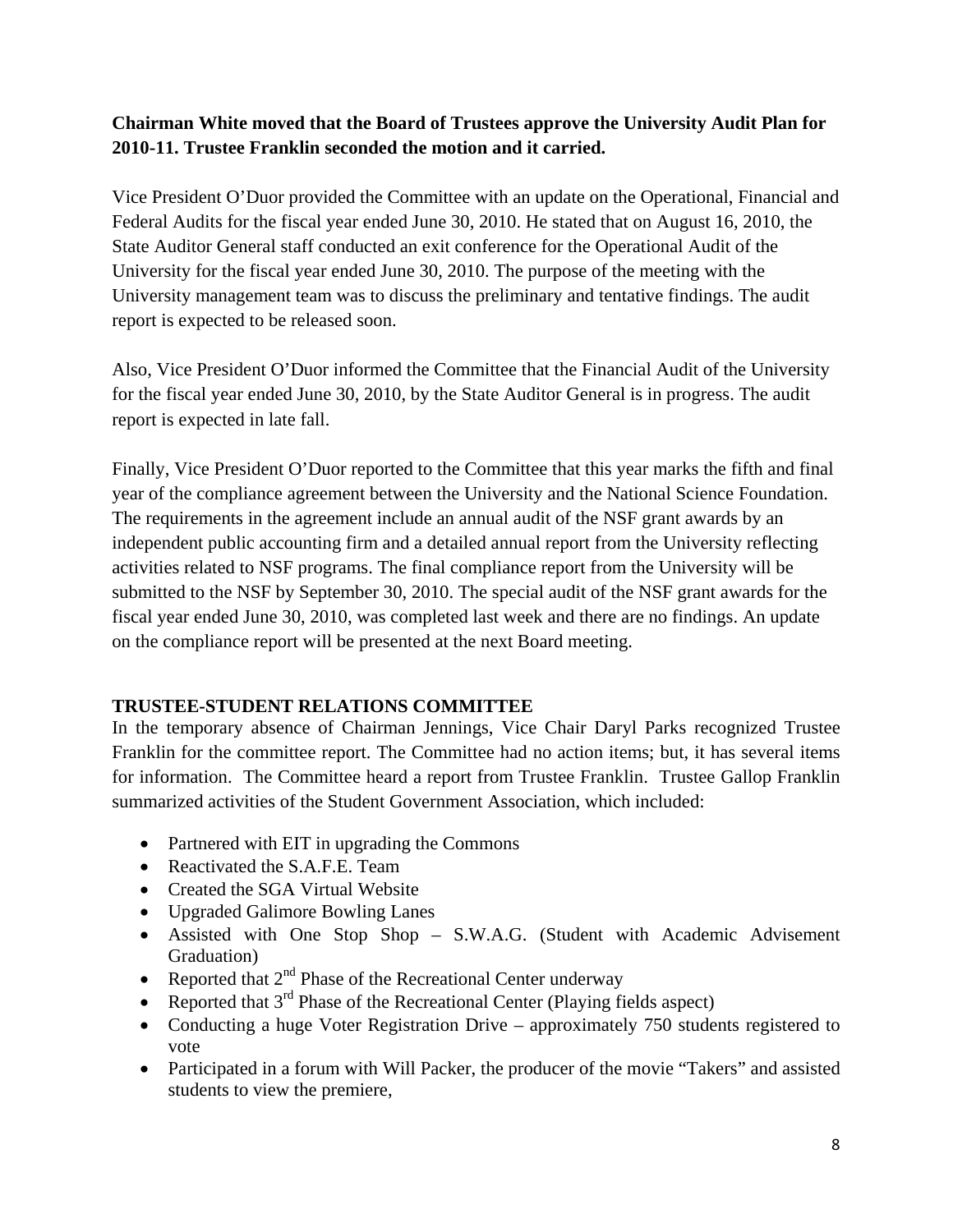**Chairman White moved that the Board of Trustees approve the University Audit Plan for 2010-11. Trustee Franklin seconded the motion and it carried.**

Vice President O'Duor provided the Committee with an update on the Operational, Financial and Federal Audits for the fiscal year ended June 30, 2010. He stated that on August 16, 2010, the State Auditor General staff conducted an exit conference for the Operational Audit of the University for the fiscal year ended June 30, 2010. The purpose of the meeting with the University management team was to discuss the preliminary and tentative findings. The audit report is expected to be released soon.

Also, Vice President O'Duor informed the Committee that the Financial Audit of the University for the fiscal year ended June 30, 2010, by the State Auditor General is in progress. The audit report is expected in late fall.

Finally, Vice President O'Duor reported to the Committee that this year marks the fifth and final year of the compliance agreement between the University and the National Science Foundation. The requirements in the agreement include an annual audit of the NSF grant awards by an independent public accounting firm and a detailed annual report from the University reflecting activities related to NSF programs. The final compliance report from the University will be submitted to the NSF by September 30, 2010. The special audit of the NSF grant awards for the fiscal year ended June 30, 2010, was completed last week and there are no findings. An update on the compliance report will be presented at the next Board meeting.

**TRUSTEE-STUDENT RELATIONS COMMITTEE**

In the temporary absence of Chairman Jennings, Vice Chair Daryl Parks recognized Trustee Franklin for the committee report. The Committee had no action items; but, it has several items for information. The Committee heard a report from Trustee Franklin. Trustee Gallop Franklin summarized activities of the Student Government Association, which included:

- Partnered with EIT in upgrading the Commons
- Reactivated the S.A.F.E. Team
- Created the SGA Virtual Website
- Upgraded Galimore Bowling Lanes
- Assisted with One Stop Shop – S.W.A.G. (Student with Academic Advisement Graduation)
- Reported that 2nd Phase of the Recreational Center underway
- Reported that 3rd Phase of the Recreational Center (Playing fields aspect)
- Conducting a huge Voter Registration Drive – approximately 750 students registered to vote
- Participated in a forum with Will Packer, the producer of the movie "Takers" and assisted students to view the premiere,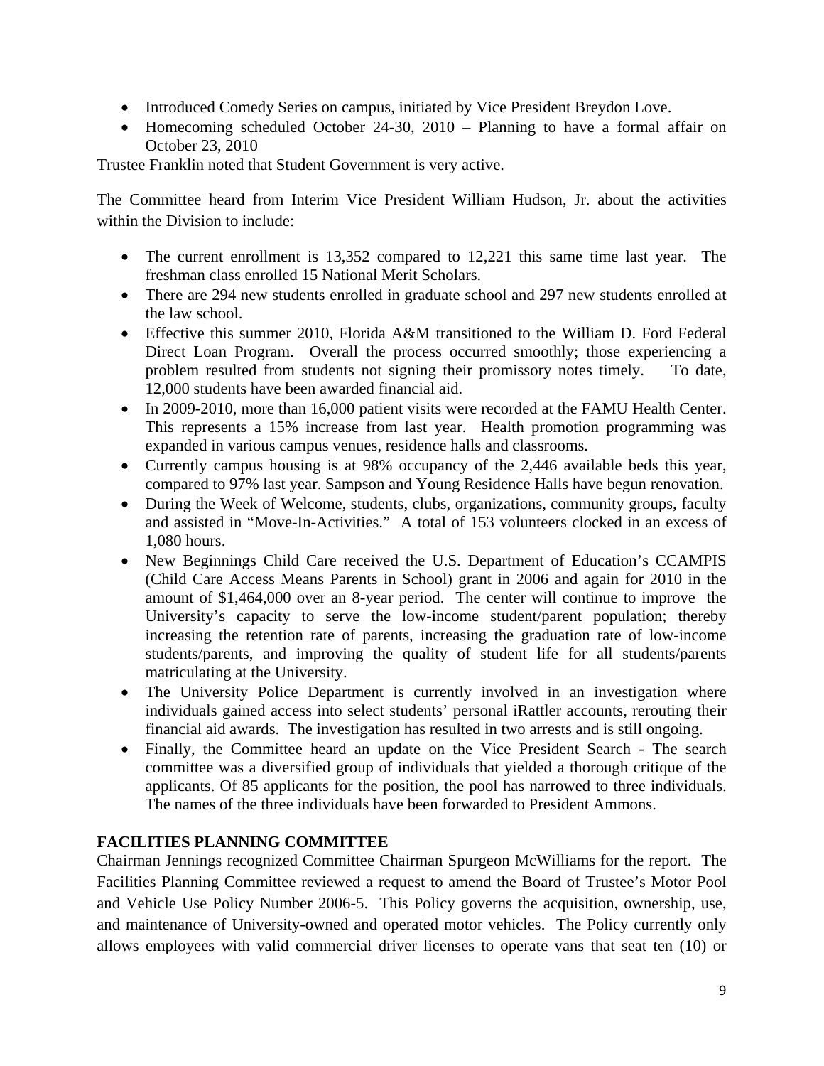- Introduced Comedy Series on campus, initiated by Vice President Breydon Love.
- Homecoming scheduled October 24-30, 2010 – Planning to have a formal affair on October 23, 2010

Trustee Franklin noted that Student Government is very active.

The Committee heard from Interim Vice President William Hudson, Jr. about the activities within the Division to include:

- The current enrollment is 13,352 compared to 12,221 this same time last year. The freshman class enrolled 15 National Merit Scholars.
- There are 294 new students enrolled in graduate school and 297 new students enrolled at the law school.
- Effective this summer 2010, Florida A&M transitioned to the William D. Ford Federal Direct Loan Program. Overall the process occurred smoothly; those experiencing a problem resulted from students not signing their promissory notes timely. To date, 12,000 students have been awarded financial aid.
- In 2009-2010, more than 16,000 patient visits were recorded at the FAMU Health Center. This represents a 15% increase from last year. Health promotion programming was expanded in various campus venues, residence halls and classrooms.
- Currently campus housing is at 98% occupancy of the 2,446 available beds this year, compared to 97% last year. Sampson and Young Residence Halls have begun renovation.
- During the Week of Welcome, students, clubs, organizations, community groups, faculty and assisted in "Move-In-Activities." A total of 153 volunteers clocked in an excess of 1,080 hours.
- New Beginnings Child Care received the U.S. Department of Education's CCAMPIS (Child Care Access Means Parents in School) grant in 2006 and again for 2010 in the amount of $1,464,000 over an 8-year period. The center will continue to improve the University's capacity to serve the low-income student/parent population; thereby increasing the retention rate of parents, increasing the graduation rate of low-income students/parents, and improving the quality of student life for all students/parents matriculating at the University.
- The University Police Department is currently involved in an investigation where individuals gained access into select students' personal iRattler accounts, rerouting their financial aid awards. The investigation has resulted in two arrests and is still ongoing.
- Finally, the Committee heard an update on the Vice President Search - The search committee was a diversified group of individuals that yielded a thorough critique of the applicants. Of 85 applicants for the position, the pool has narrowed to three individuals. The names of the three individuals have been forwarded to President Ammons.

**FACILITIES PLANNING COMMITTEE**

Chairman Jennings recognized Committee Chairman Spurgeon McWilliams for the report. The Facilities Planning Committee reviewed a request to amend the Board of Trustee's Motor Pool and Vehicle Use Policy Number 2006-5. This Policy governs the acquisition, ownership, use, and maintenance of University-owned and operated motor vehicles. The Policy currently only allows employees with valid commercial driver licenses to operate vans that seat ten (10) or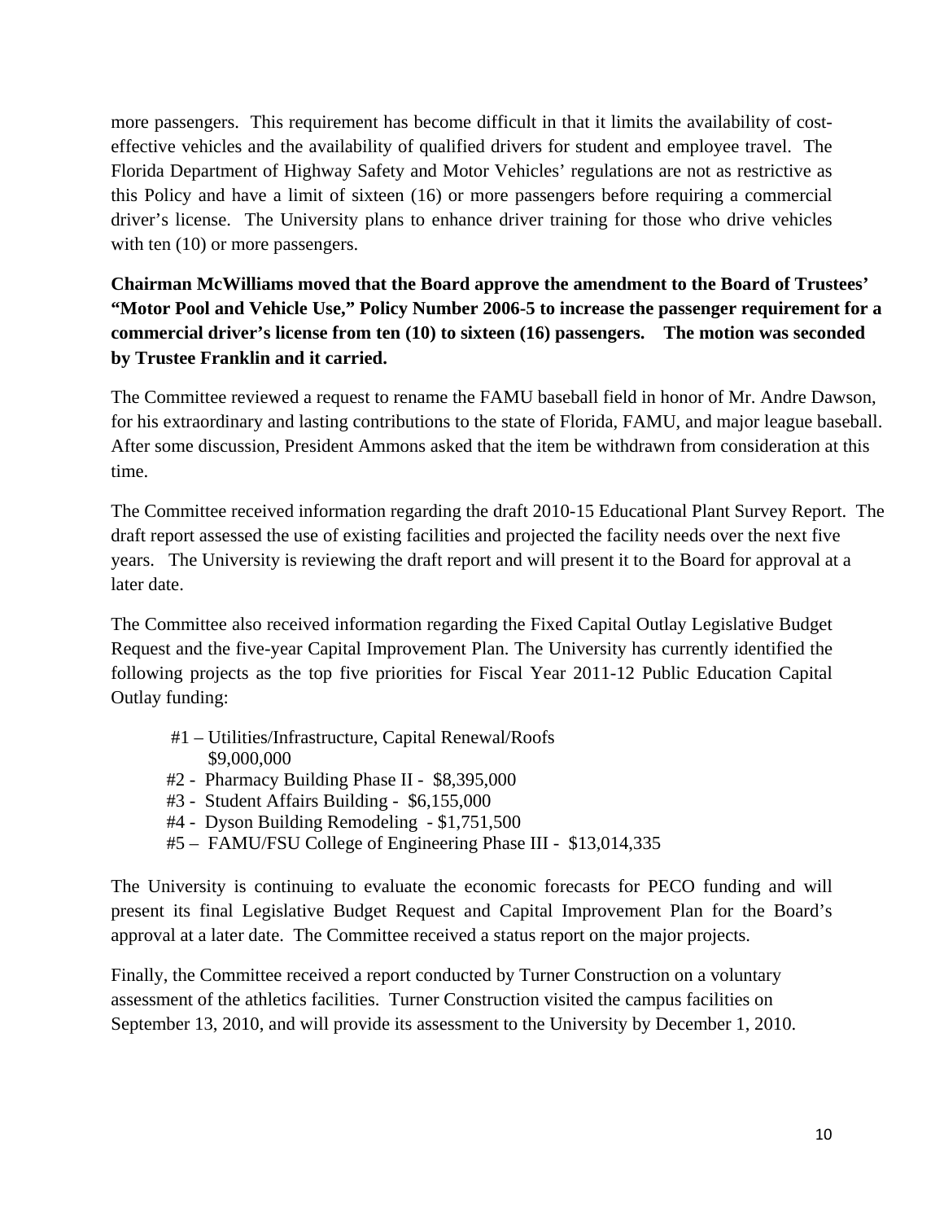more passengers. This requirement has become difficult in that it limits the availability of cost-effective vehicles and the availability of qualified drivers for student and employee travel. The Florida Department of Highway Safety and Motor Vehicles' regulations are not as restrictive as this Policy and have a limit of sixteen (16) or more passengers before requiring a commercial driver's license. The University plans to enhance driver training for those who drive vehicles with ten (10) or more passengers.

**Chairman McWilliams moved that the Board approve the amendment to the Board of Trustees' "Motor Pool and Vehicle Use," Policy Number 2006-5 to increase the passenger requirement for a commercial driver's license from ten (10) to sixteen (16) passengers. The motion was seconded by Trustee Franklin and it carried.**

The Committee reviewed a request to rename the FAMU baseball field in honor of Mr. Andre Dawson, for his extraordinary and lasting contributions to the state of Florida, FAMU, and major league baseball. After some discussion, President Ammons asked that the item be withdrawn from consideration at this time.

The Committee received information regarding the draft 2010-15 Educational Plant Survey Report. The draft report assessed the use of existing facilities and projected the facility needs over the next five years. The University is reviewing the draft report and will present it to the Board for approval at a later date.

The Committee also received information regarding the Fixed Capital Outlay Legislative Budget Request and the five-year Capital Improvement Plan. The University has currently identified the following projects as the top five priorities for Fiscal Year 2011-12 Public Education Capital Outlay funding:

- #1 – Utilities/Infrastructure, Capital Renewal/Roofs $9,000,000
- #2 - Pharmacy Building Phase II - $8,395,000
- #3 - Student Affairs Building - $6,155,000
- #4 - Dyson Building Remodeling - $1,751,500
- #5 – FAMU/FSU College of Engineering Phase III - $13,014,335

The University is continuing to evaluate the economic forecasts for PECO funding and will present its final Legislative Budget Request and Capital Improvement Plan for the Board's approval at a later date. The Committee received a status report on the major projects.

Finally, the Committee received a report conducted by Turner Construction on a voluntary assessment of the athletics facilities. Turner Construction visited the campus facilities on September 13, 2010, and will provide its assessment to the University by December 1, 2010.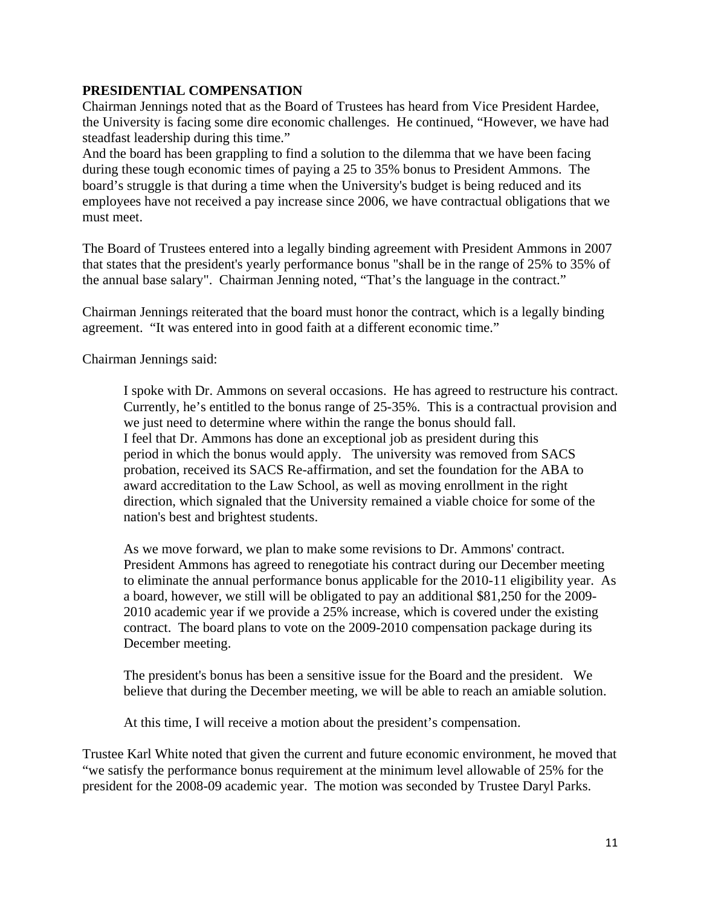**PRESIDENTIAL COMPENSATION**

Chairman Jennings noted that as the Board of Trustees has heard from Vice President Hardee, the University is facing some dire economic challenges. He continued, "However, we have had steadfast leadership during this time."

And the board has been grappling to find a solution to the dilemma that we have been facing during these tough economic times of paying a 25 to 35% bonus to President Ammons. The board's struggle is that during a time when the University's budget is being reduced and its employees have not received a pay increase since 2006, we have contractual obligations that we must meet.

The Board of Trustees entered into a legally binding agreement with President Ammons in 2007 that states that the president's yearly performance bonus "shall be in the range of 25% to 35% of the annual base salary". Chairman Jenning noted, "That's the language in the contract."

Chairman Jennings reiterated that the board must honor the contract, which is a legally binding agreement. "It was entered into in good faith at a different economic time."

Chairman Jennings said:

> I spoke with Dr. Ammons on several occasions. He has agreed to restructure his contract. Currently, he's entitled to the bonus range of 25-35%. This is a contractual provision and we just need to determine where within the range the bonus should fall.
> I feel that Dr. Ammons has done an exceptional job as president during this period in which the bonus would apply. The university was removed from SACS probation, received its SACS Re-affirmation, and set the foundation for the ABA to award accreditation to the Law School, as well as moving enrollment in the right direction, which signaled that the University remained a viable choice for some of the nation's best and brightest students.
>
> As we move forward, we plan to make some revisions to Dr. Ammons' contract. President Ammons has agreed to renegotiate his contract during our December meeting to eliminate the annual performance bonus applicable for the 2010-11 eligibility year. As a board, however, we still will be obligated to pay an additional $81,250 for the 2009-2010 academic year if we provide a 25% increase, which is covered under the existing contract. The board plans to vote on the 2009-2010 compensation package during its December meeting.
>
> The president's bonus has been a sensitive issue for the Board and the president. We believe that during the December meeting, we will be able to reach an amiable solution.
>
> At this time, I will receive a motion about the president's compensation.

Trustee Karl White noted that given the current and future economic environment, he moved that "we satisfy the performance bonus requirement at the minimum level allowable of 25% for the president for the 2008-09 academic year. The motion was seconded by Trustee Daryl Parks.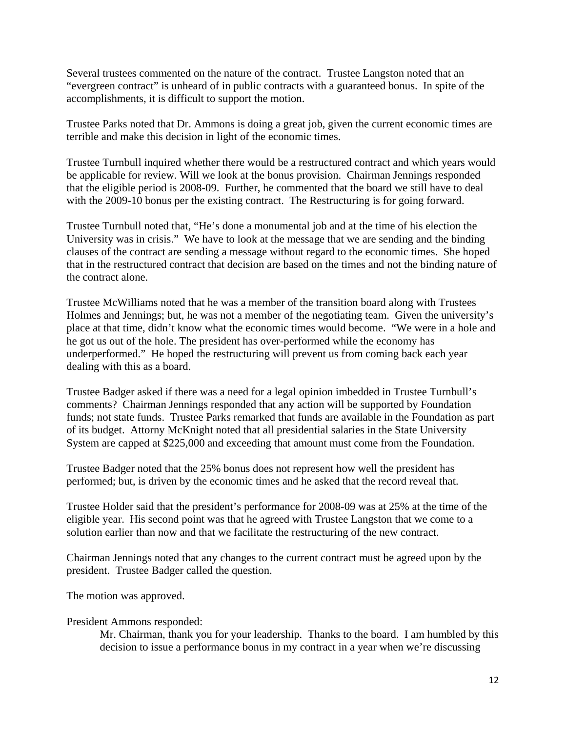Several trustees commented on the nature of the contract. Trustee Langston noted that an "evergreen contract" is unheard of in public contracts with a guaranteed bonus. In spite of the accomplishments, it is difficult to support the motion.

Trustee Parks noted that Dr. Ammons is doing a great job, given the current economic times are terrible and make this decision in light of the economic times.

Trustee Turnbull inquired whether there would be a restructured contract and which years would be applicable for review. Will we look at the bonus provision. Chairman Jennings responded that the eligible period is 2008-09. Further, he commented that the board we still have to deal with the 2009-10 bonus per the existing contract. The Restructuring is for going forward.

Trustee Turnbull noted that, "He's done a monumental job and at the time of his election the University was in crisis." We have to look at the message that we are sending and the binding clauses of the contract are sending a message without regard to the economic times. She hoped that in the restructured contract that decision are based on the times and not the binding nature of the contract alone.

Trustee McWilliams noted that he was a member of the transition board along with Trustees Holmes and Jennings; but, he was not a member of the negotiating team. Given the university's place at that time, didn't know what the economic times would become. "We were in a hole and he got us out of the hole. The president has over-performed while the economy has underperformed." He hoped the restructuring will prevent us from coming back each year dealing with this as a board.

Trustee Badger asked if there was a need for a legal opinion imbedded in Trustee Turnbull's comments? Chairman Jennings responded that any action will be supported by Foundation funds; not state funds. Trustee Parks remarked that funds are available in the Foundation as part of its budget. Attorny McKnight noted that all presidential salaries in the State University System are capped at $225,000 and exceeding that amount must come from the Foundation.

Trustee Badger noted that the 25% bonus does not represent how well the president has performed; but, is driven by the economic times and he asked that the record reveal that.

Trustee Holder said that the president's performance for 2008-09 was at 25% at the time of the eligible year. His second point was that he agreed with Trustee Langston that we come to a solution earlier than now and that we facilitate the restructuring of the new contract.

Chairman Jennings noted that any changes to the current contract must be agreed upon by the president. Trustee Badger called the question.

The motion was approved.

President Ammons responded:

> Mr. Chairman, thank you for your leadership. Thanks to the board. I am humbled by this decision to issue a performance bonus in my contract in a year when we're discussing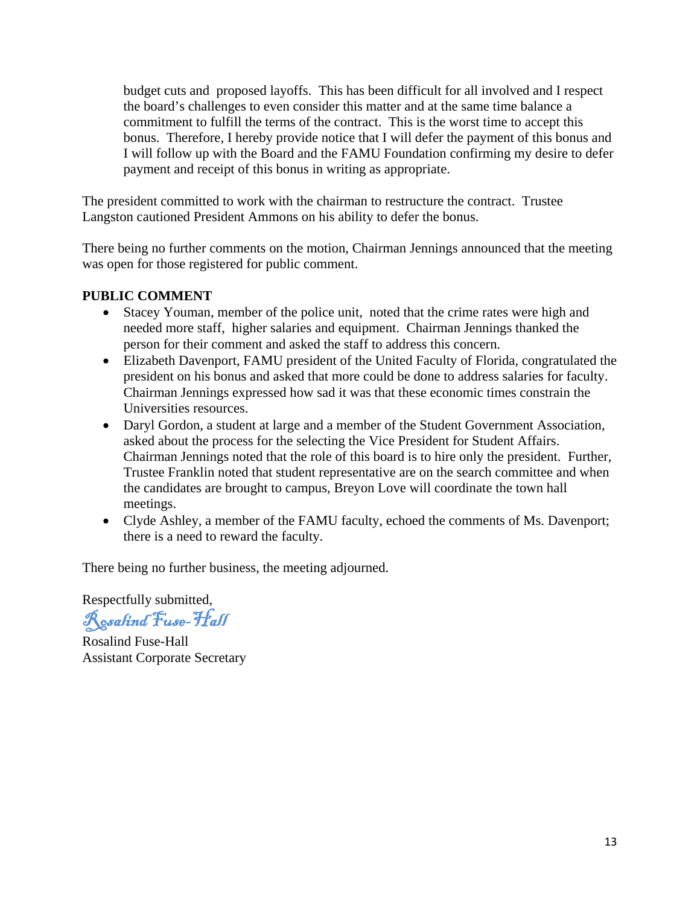budget cuts and proposed layoffs. This has been difficult for all involved and I respect the board's challenges to even consider this matter and at the same time balance a commitment to fulfill the terms of the contract. This is the worst time to accept this bonus. Therefore, I hereby provide notice that I will defer the payment of this bonus and I will follow up with the Board and the FAMU Foundation confirming my desire to defer payment and receipt of this bonus in writing as appropriate.

The president committed to work with the chairman to restructure the contract. Trustee Langston cautioned President Ammons on his ability to defer the bonus.

There being no further comments on the motion, Chairman Jennings announced that the meeting was open for those registered for public comment.

**PUBLIC COMMENT**

- Stacey Youman, member of the police unit, noted that the crime rates were high and needed more staff, higher salaries and equipment. Chairman Jennings thanked the person for their comment and asked the staff to address this concern.
- Elizabeth Davenport, FAMU president of the United Faculty of Florida, congratulated the president on his bonus and asked that more could be done to address salaries for faculty. Chairman Jennings expressed how sad it was that these economic times constrain the Universities resources.
- Daryl Gordon, a student at large and a member of the Student Government Association, asked about the process for the selecting the Vice President for Student Affairs. Chairman Jennings noted that the role of this board is to hire only the president. Further, Trustee Franklin noted that student representative are on the search committee and when the candidates are brought to campus, Breyon Love will coordinate the town hall meetings.
- Clyde Ashley, a member of the FAMU faculty, echoed the comments of Ms. Davenport; there is a need to reward the faculty.

There being no further business, the meeting adjourned.

Respectfully submitted,
*Rosalind Fuse-Hall*
Rosalind Fuse-Hall
Assistant Corporate Secretary